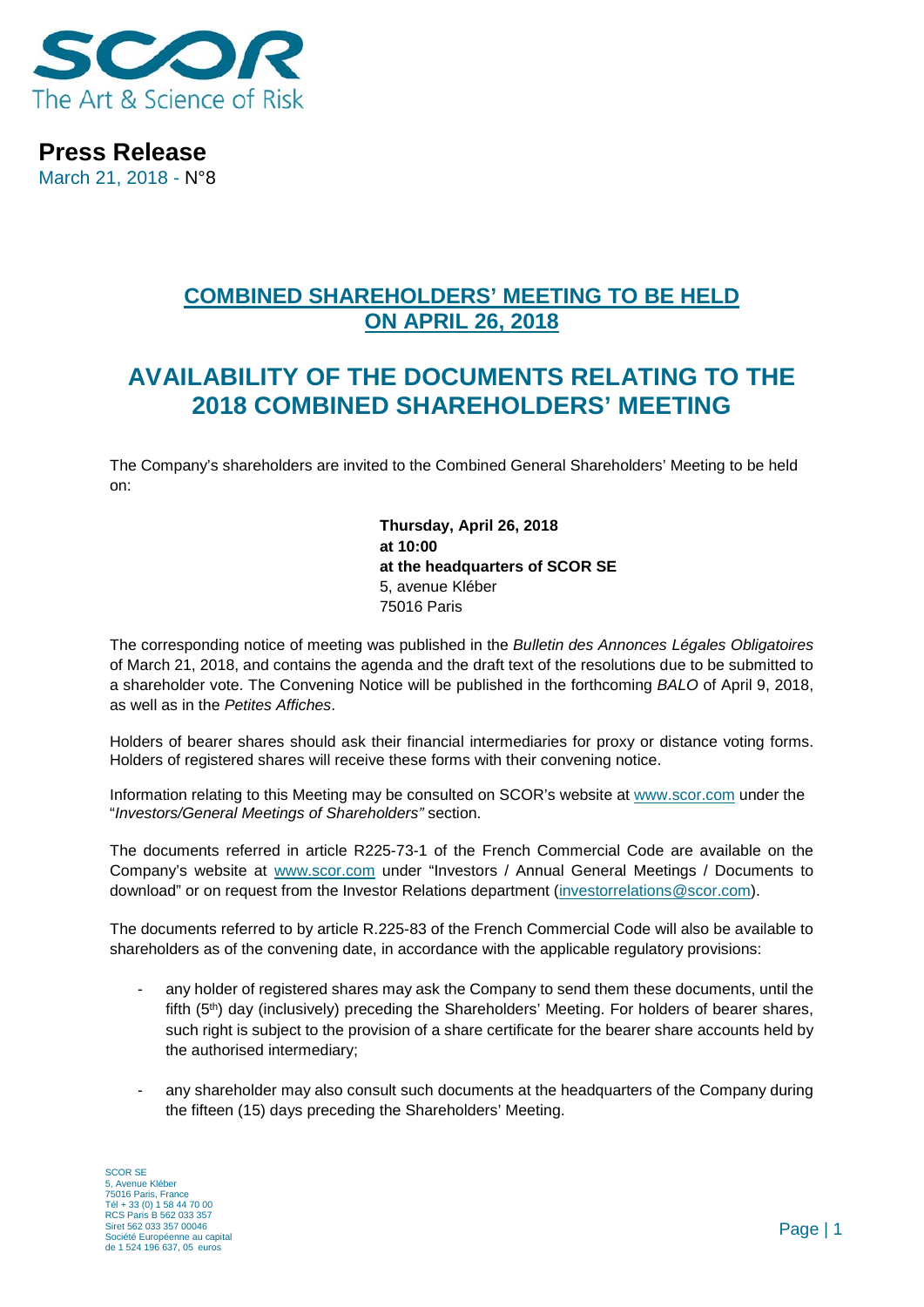**Press Release**
March 21, 2018 - N°8

## COMBINED SHAREHOLDERS' MEETING TO BE HELD ON APRIL 26, 2018

# AVAILABILITY OF THE DOCUMENTS RELATING TO THE 2018 COMBINED SHAREHOLDERS' MEETING

The Company's shareholders are invited to the Combined General Shareholders' Meeting to be held on:

**Thursday, April 26, 2018**
**at 10:00**
**at the headquarters of SCOR SE**
5, avenue Kléber
75016 Paris

The corresponding notice of meeting was published in the *Bulletin des Annonces Légales Obligatoires* of March 21, 2018, and contains the agenda and the draft text of the resolutions due to be submitted to a shareholder vote. The Convening Notice will be published in the forthcoming *BALO* of April 9, 2018, as well as in the *Petites Affiches*.

Holders of bearer shares should ask their financial intermediaries for proxy or distance voting forms. Holders of registered shares will receive these forms with their convening notice.

Information relating to this Meeting may be consulted on SCOR's website at www.scor.com under the "*Investors/General Meetings of Shareholders"* section.

The documents referred in article R225-73-1 of the French Commercial Code are available on the Company's website at www.scor.com under "Investors / Annual General Meetings / Documents to download" or on request from the Investor Relations department (investorrelations@scor.com).

The documents referred to by article R.225-83 of the French Commercial Code will also be available to shareholders as of the convening date, in accordance with the applicable regulatory provisions:

- any holder of registered shares may ask the Company to send them these documents, until the fifth (5th) day (inclusively) preceding the Shareholders' Meeting. For holders of bearer shares, such right is subject to the provision of a share certificate for the bearer share accounts held by the authorised intermediary;
- any shareholder may also consult such documents at the headquarters of the Company during the fifteen (15) days preceding the Shareholders' Meeting.

SCOR SE
5, Avenue Kléber
75016 Paris, France
Tél + 33 (0) 1 58 44 70 00
RCS Paris B 562 033 357
Siret 562 033 357 00046
Société Européenne au capital de 1 524 196 637, 05 euros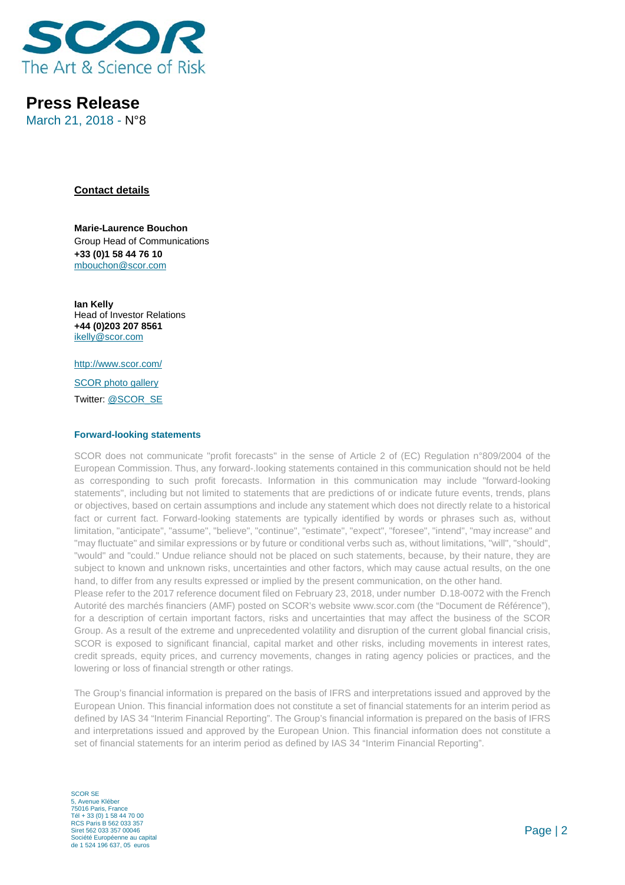# Press Release

March 21, 2018 - N°8

**Contact details**

**Marie-Laurence Bouchon**
Group Head of Communications
**+33 (0)1 58 44 76 10**
mbouchon@scor.com

**Ian Kelly**
Head of Investor Relations
**+44 (0)203 207 8561**
ikelly@scor.com

http://www.scor.com/

SCOR photo gallery

Twitter: @SCOR_SE

### Forward-looking statements

SCOR does not communicate "profit forecasts" in the sense of Article 2 of (EC) Regulation n°809/2004 of the European Commission. Thus, any forward-.looking statements contained in this communication should not be held as corresponding to such profit forecasts. Information in this communication may include "forward-looking statements", including but not limited to statements that are predictions of or indicate future events, trends, plans or objectives, based on certain assumptions and include any statement which does not directly relate to a historical fact or current fact. Forward-looking statements are typically identified by words or phrases such as, without limitation, "anticipate", "assume", "believe", "continue", "estimate", "expect", "foresee", "intend", "may increase" and "may fluctuate" and similar expressions or by future or conditional verbs such as, without limitations, "will", "should", "would" and "could." Undue reliance should not be placed on such statements, because, by their nature, they are subject to known and unknown risks, uncertainties and other factors, which may cause actual results, on the one hand, to differ from any results expressed or implied by the present communication, on the other hand.
Please refer to the 2017 reference document filed on February 23, 2018, under number D.18-0072 with the French Autorité des marchés financiers (AMF) posted on SCOR's website www.scor.com (the "Document de Référence"), for a description of certain important factors, risks and uncertainties that may affect the business of the SCOR Group. As a result of the extreme and unprecedented volatility and disruption of the current global financial crisis, SCOR is exposed to significant financial, capital market and other risks, including movements in interest rates, credit spreads, equity prices, and currency movements, changes in rating agency policies or practices, and the lowering or loss of financial strength or other ratings.

The Group's financial information is prepared on the basis of IFRS and interpretations issued and approved by the European Union. This financial information does not constitute a set of financial statements for an interim period as defined by IAS 34 "Interim Financial Reporting". The Group's financial information is prepared on the basis of IFRS and interpretations issued and approved by the European Union. This financial information does not constitute a set of financial statements for an interim period as defined by IAS 34 "Interim Financial Reporting".

SCOR SE
5, Avenue Kléber
75016 Paris, France
Tél + 33 (0) 1 58 44 70 00
RCS Paris B 562 033 357
Siret 562 033 357 00046
Société Européenne au capital
de 1 524 196 637, 05 euros